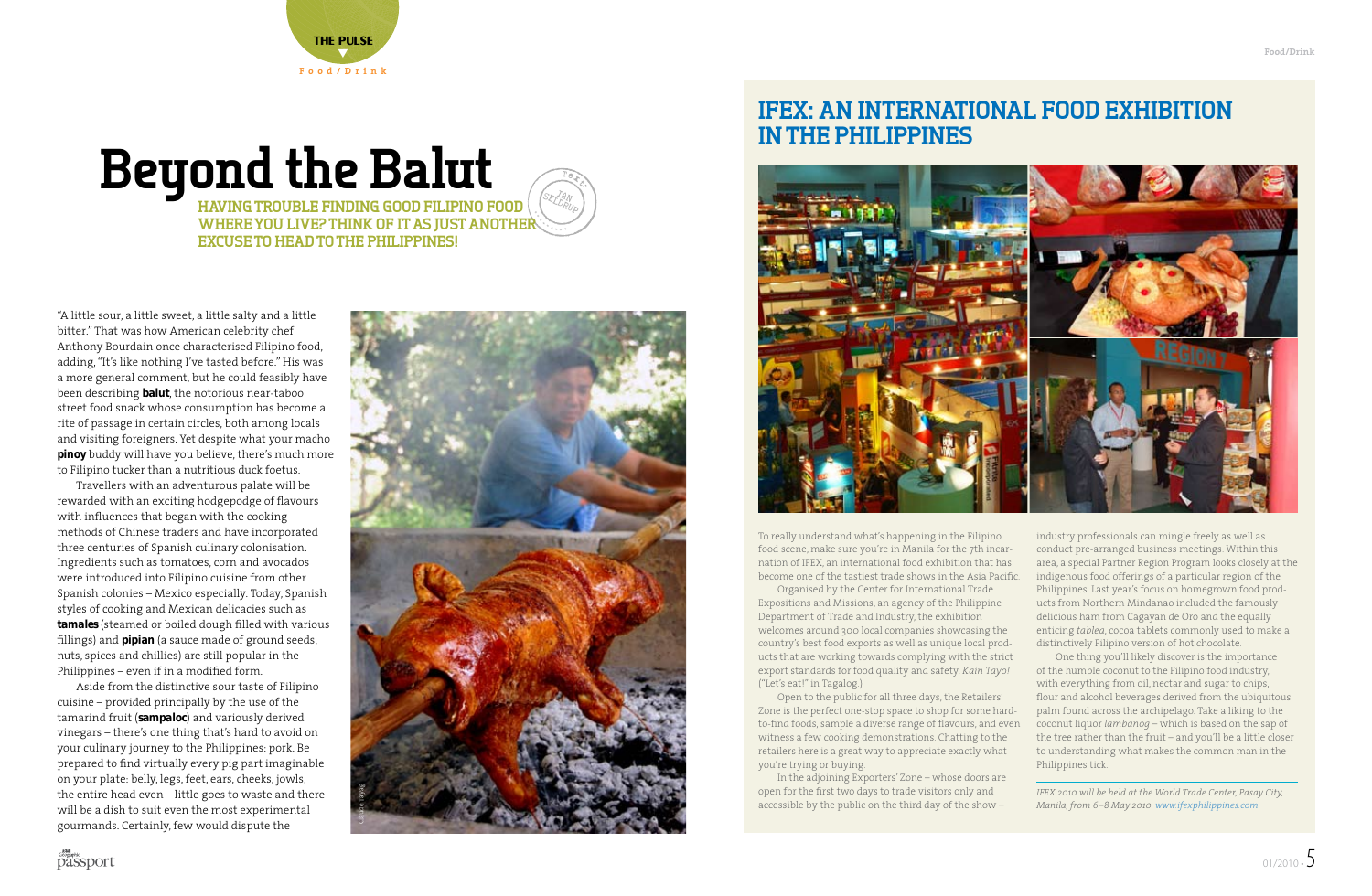# Beyond the Balut

**HAVING TROUBLE FINDING GOOD FILIPINO FOOD WHERE YOU LIVE? THINK OF IT AS JUST ANOTHER EXCUSE TO HEAD TO THE PHILIPPINES!**

TEXT: JAN SELDRUP

"A little sour, a little sweet, a little salty and a little bitter." That was how American celebrity chef Anthony Bourdain once characterised Filipino food, adding, "It's like nothing I've tasted before." His was a more general comment, but he could feasibly have been describing **balut**, the notorious near-taboo street food snack whose consumption has become a rite of passage in certain circles, both among locals and visiting foreigners. Yet despite what your macho **pinoy** buddy will have you believe, there's much more to Filipino tucker than a nutritious duck foetus.

Travellers with an adventurous palate will be rewarded with an exciting hodgepodge of flavours with influences that began with the cooking methods of Chinese traders and have incorporated three centuries of Spanish culinary colonisation. Ingredients such as tomatoes, corn and avocados were introduced into Filipino cuisine from other Spanish colonies – Mexico especially. Today, Spanish styles of cooking and Mexican delicacies such as **tamales** (steamed or boiled dough filled with various fillings) and **pipian** (a sauce made of ground seeds, nuts, spices and chillies) are still popular in the Philippines – even if in a modified form.

Aside from the distinctive sour taste of Filipino cuisine – provided principally by the use of the tamarind fruit (**sampaloc**) and variously derived vinegars – there's one thing that's hard to avoid on your culinary journey to the Philippines: pork. Be prepared to find virtually every pig part imaginable on your plate: belly, legs, feet, ears, cheeks, jowls, the entire head even – little goes to waste and there will be a dish to suit even the most experimental gourmands. Certainly, few would dispute the

## IFEX: AN INTERNATIONAL FOOD EXHIBITION IN THE PHILIPPINES

To really understand what's happening in the Filipino food scene, make sure you're in Manila for the 7th incarnation of IFEX, an international food exhibition that has become one of the tastiest trade shows in the Asia Pacific.

Organised by the Center for International Trade Expositions and Missions, an agency of the Philippine Department of Trade and Industry, the exhibition welcomes around 300 local companies showcasing the country's best food exports as well as unique local products that are working towards complying with the strict export standards for food quality and safety. *Kain Tayo!* ("Let's eat!" in Tagalog.)

Open to the public for all three days, the Retailers' Zone is the perfect one-stop space to shop for some hard-to-find foods, sample a diverse range of flavours, and even witness a few cooking demonstrations. Chatting to the retailers here is a great way to appreciate exactly what you're trying or buying.

In the adjoining Exporters' Zone – whose doors are open for the first two days to trade visitors only and accessible by the public on the third day of the show – industry professionals can mingle freely as well as conduct pre-arranged business meetings. Within this area, a special Partner Region Program looks closely at the indigenous food offerings of a particular region of the Philippines. Last year's focus on homegrown food products from Northern Mindanao included the famously delicious ham from Cagayan de Oro and the equally enticing *tablea*, cocoa tablets commonly used to make a distinctively Filipino version of hot chocolate.

One thing you'll likely discover is the importance of the humble coconut to the Filipino food industry, with everything from oil, nectar and sugar to chips, flour and alcohol beverages derived from the ubiquitous palm found across the archipelago. Take a liking to the coconut liquor *lambanog* – which is based on the sap of the tree rather than the fruit – and you'll be a little closer to understanding what makes the common man in the Philippines tick.

*IFEX 2010 will be held at the World Trade Center, Pasay City, Manila, from 6–8 May 2010. www.ifexphilippines.com*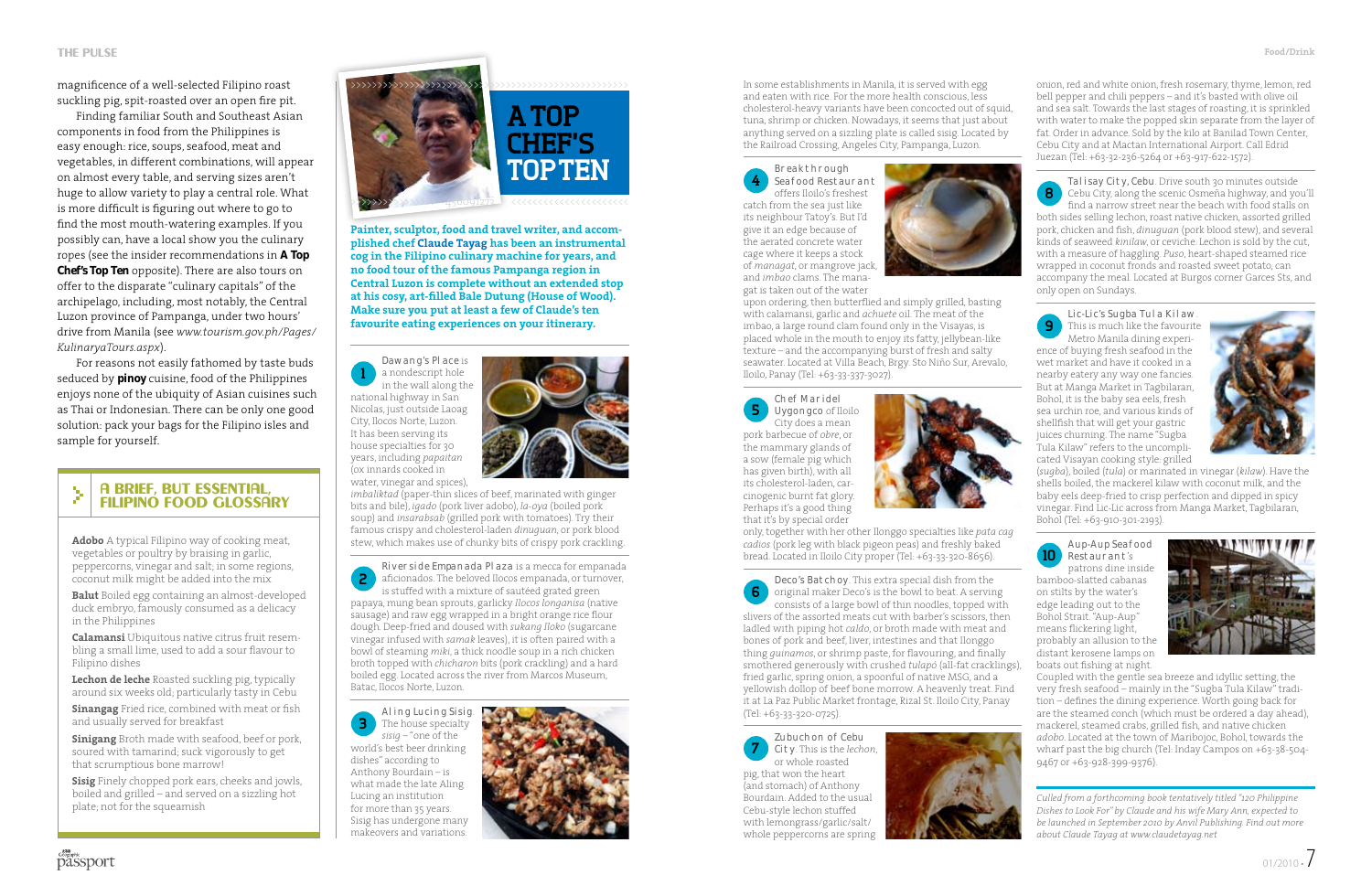magnificence of a well-selected Filipino roast suckling pig, spit-roasted over an open fire pit.

Finding familiar South and Southeast Asian components in food from the Philippines is easy enough: rice, soups, seafood, meat and vegetables, in different combinations, will appear on almost every table, and serving sizes aren't huge to allow variety to play a central role. What is more difficult is figuring out where to go to find the most mouth-watering examples. If you possibly can, have a local show you the culinary ropes (see the insider recommendations in **A Top Chef's Top Ten** opposite). There are also tours on offer to the disparate "culinary capitals" of the archipelago, including, most notably, the Central Luzon province of Pampanga, under two hours' drive from Manila (see *www.tourism.gov.ph/Pages/KulinaryaTours.aspx*).

For reasons not easily fathomed by taste buds seduced by **pinoy** cuisine, food of the Philippines enjoys none of the ubiquity of Asian cuisines such as Thai or Indonesian. There can be only one good solution: pack your bags for the Filipino isles and sample for yourself.

## A BRIEF, BUT ESSENTIAL, FILIPINO FOOD GLOSSARY

**Adobo** A typical Filipino way of cooking meat, vegetables or poultry by braising in garlic, peppercorns, vinegar and salt; in some regions, coconut milk might be added into the mix

**Balut** Boiled egg containing an almost-developed duck embryo, famously consumed as a delicacy in the Philippines

**Calamansi** Ubiquitous native citrus fruit resembling a small lime, used to add a sour flavour to Filipino dishes

**Lechon de leche** Roasted suckling pig, typically around six weeks old; particularly tasty in Cebu

**Sinangag** Fried rice, combined with meat or fish and usually served for breakfast

**Sinigang** Broth made with seafood, beef or pork, soured with tamarind; suck vigorously to get that scrumptious bone marrow!

**Sisig** Finely chopped pork ears, cheeks and jowls, boiled and grilled – and served on a sizzling hot plate; not for the squeamish

# A TOP CHEF'S TOP TEN

**Painter, sculptor, food and travel writer, and accomplished chef Claude Tayag has been an instrumental cog in the Filipino culinary machine for years, and no food tour of the famous Pampanga region in Central Luzon is complete without an extended stop at his cosy, art-filled Bale Dutung (House of Wood). Make sure you put at least a few of Claude's ten favourite eating experiences on your itinerary.**

**1** **Dawang's Place** is a nondescript hole in the wall along the national highway in San Nicolas, just outside Laoag City, Ilocos Norte, Luzon. It has been serving its house specialties for 30 years, including *papaitan* (ox innards cooked in water, vinegar and spices), *imbaliktad* (paper-thin slices of beef, marinated with ginger bits and bile), *igado* (pork liver adobo), *la-oya* (boiled pork soup) and *insarabsab* (grilled pork with tomatoes). Try their famous crispy and cholesterol-laden *dinuguan*, or pork blood stew, which makes use of chunky bits of crispy pork crackling.

**2** **Riverside Empanada Plaza** is a mecca for empanada aficionados. The beloved Ilocos empanada, or turnover, is stuffed with a mixture of sautéed grated green papaya, mung bean sprouts, garlicky *Ilocos longanisa* (native sausage) and raw egg wrapped in a bright orange rice flour dough. Deep-fried and doused with *sukang Iloko* (sugarcane vinegar infused with *samak* leaves), it is often paired with a bowl of steaming *miki*, a thick noodle soup in a rich chicken broth topped with *chicharon* bits (pork crackling) and a hard boiled egg. Located across the river from Marcos Museum, Batac, Ilocos Norte, Luzon.

**3** **Aling Lucing Sisig**. The house specialty *sisig* – "one of the world's best beer drinking dishes" according to Anthony Bourdain – is what made the late Aling Lucing an institution for more than 35 years. Sisig has undergone many makeovers and variations. In some establishments in Manila, it is served with egg and eaten with rice. For the more health conscious, less cholesterol-heavy variants have been concocted out of squid, tuna, shrimp or chicken. Nowadays, it seems that just about anything served on a sizzling plate is called sisig. Located by the Railroad Crossing, Angeles City, Pampanga, Luzon.

**4** **Breakthrough Seafood Restaurant** offers Iloilo's freshest catch from the sea just like its neighbour Tatoy's. But I'd give it an edge because of the aerated concrete water cage where it keeps a stock of *managat*, or mangrove jack, and *imbao* clams. The managat is taken out of the water upon ordering, then butterflied and simply grilled, basting with calamansi, garlic and *achuete* oil. The meat of the imbao, a large round clam found only in the Visayas, is placed whole in the mouth to enjoy its fatty, jellybean-like texture – and the accompanying burst of fresh and salty seawater. Located at Villa Beach, Brgy. Sto Niño Sur, Arevalo, Iloilo, Panay (Tel: +63-33-337-3027).

**5** **Chef Maridel Uygongco** of Iloilo City does a mean pork barbecue of *obre*, or the mammary glands of a sow (female pig which has given birth), with all its cholesterol-laden, carcinogenic burnt fat glory. Perhaps it's a good thing that it's by special order only, together with her other Ilonggo specialties like *pata cag cadios* (pork leg with black pigeon peas) and freshly baked bread. Located in Iloilo City proper (Tel: +63-33-320-8656).

**6** **Deco's Batchoy**. This extra special dish from the original maker Deco's is the bowl to beat. A serving consists of a large bowl of thin noodles, topped with slivers of the assorted meats cut with barber's scissors, then ladled with piping hot *caldo*, or broth made with meat and bones of pork and beef, liver, intestines and that Ilonggo thing *guinamos*, or shrimp paste, for flavouring, and finally smothered generously with crushed *tulapò* (all-fat cracklings), fried garlic, spring onion, a spoonful of native MSG, and a yellowish dollop of beef bone morrow. A heavenly treat. Find it at La Paz Public Market frontage, Rizal St. Iloilo City, Panay (Tel: +63-33-320-0725).

**7** **Zubuchon of Cebu City**. This is the *lechon*, or whole roasted pig, that won the heart (and stomach) of Anthony Bourdain. Added to the usual Cebu-style lechon stuffed with lemongrass/garlic/salt/whole peppercorns are spring onion, red and white onion, fresh rosemary, thyme, lemon, red bell pepper and chili peppers – and it's basted with olive oil and sea salt. Towards the last stages of roasting, it is sprinkled with water to make the popped skin separate from the layer of fat. Order in advance. Sold by the kilo at Banilad Town Center, Cebu City and at Mactan International Airport. Call Edrid Juezan (Tel: +63-32-236-5264 or +63-917-622-1572).

**8** **Talisay City, Cebu**. Drive south 30 minutes outside Cebu City, along the scenic Osmeña highway, and you'll find a narrow street near the beach with food stalls on both sides selling lechon, roast native chicken, assorted grilled pork, chicken and fish, *dinuguan* (pork blood stew), and several kinds of seaweed *kinilaw*, or ceviche. Lechon is sold by the cut, with a measure of haggling. *Puso*, heart-shaped steamed rice wrapped in coconut fronds and roasted sweet potato, can accompany the meal. Located at Burgos corner Garces Sts, and only open on Sundays.

**9** **Lic-Lic's Sugba Tula Kilaw**. This is much like the favourite Metro Manila dining experience of buying fresh seafood in the wet market and have it cooked in a nearby eatery any way one fancies. But at Manga Market in Tagbilaran, Bohol, it is the baby sea eels, fresh sea urchin roe, and various kinds of shellfish that will get your gastric juices churning. The name "Sugba Tula Kilaw" refers to the uncomplicated Visayan cooking style: grilled (*sugba*), boiled (*tula*) or marinated in vinegar (*kilaw*). Have the shells boiled, the mackerel kilaw with coconut milk, and the baby eels deep-fried to crisp perfection and dipped in spicy vinegar. Find Lic-Lic across from Manga Market, Tagbilaran, Bohol (Tel: +63-910-301-2193).

**10** **Aup-Aup Seafood Restaurant's** patrons dine inside bamboo-slatted cabanas on stilts by the water's edge leading out to the Bohol Strait. "Aup-Aup" means flickering light, probably an allusion to the distant kerosene lamps on boats out fishing at night. Coupled with the gentle sea breeze and idyllic setting, the very fresh seafood – mainly in the "Sugba Tula Kilaw" tradition – defines the dining experience. Worth going back for are the steamed conch (which must be ordered a day ahead), mackerel, steamed crabs, grilled fish, and native chicken *adobo*. Located at the town of Maribojoc, Bohol, towards the wharf past the big church (Tel: Inday Campos on +63-38-504-9467 or +63-928-399-9376).

*Culled from a forthcoming book tentatively titled "120 Philippine Dishes to Look For" by Claude and his wife Mary Ann, expected to be launched in September 2010 by Anvil Publishing. Find out more about Claude Tayag at www.claudetayag.net*